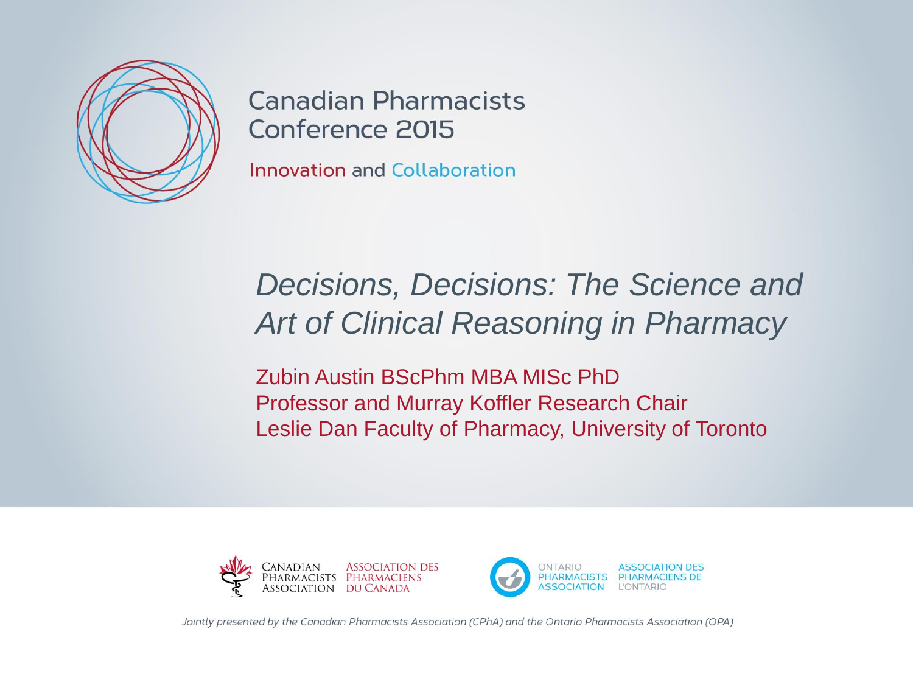Canadian Pharmacists Conference 2015

Innovation and Collaboration

# *Decisions, Decisions: The Science and Art of Clinical Reasoning in Pharmacy*

Zubin Austin BScPhm MBA MISc PhD
Professor and Murray Koffler Research Chair
Leslie Dan Faculty of Pharmacy, University of Toronto

Canadian Pharmacists Association | Association des Pharmaciens du Canada

Ontario Pharmacists Association | Association des Pharmaciens de l'Ontario

*Jointly presented by the Canadian Pharmacists Association (CPhA) and the Ontario Pharmacists Association (OPA)*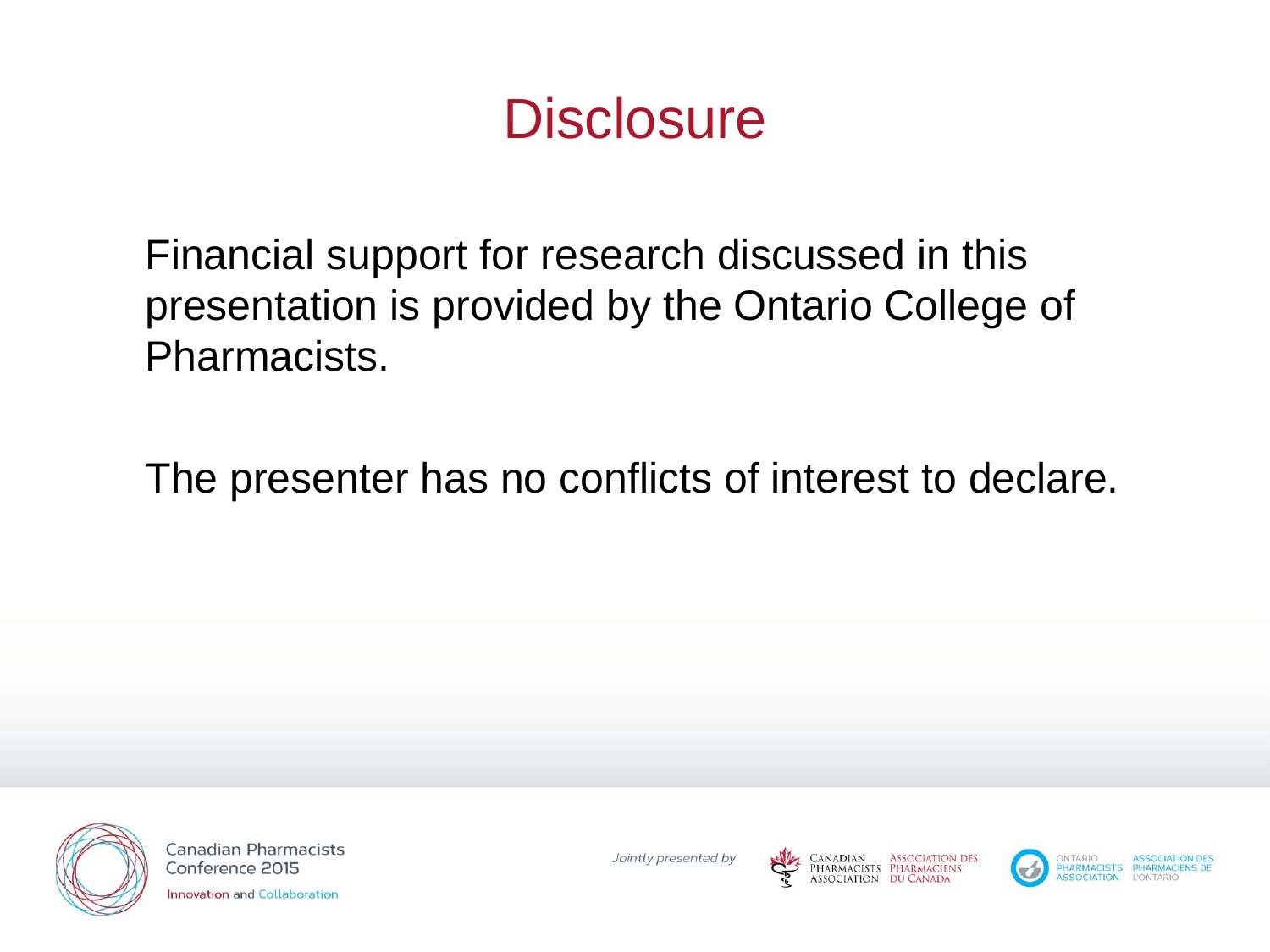# Disclosure

Financial support for research discussed in this presentation is provided by the Ontario College of Pharmacists.

The presenter has no conflicts of interest to declare.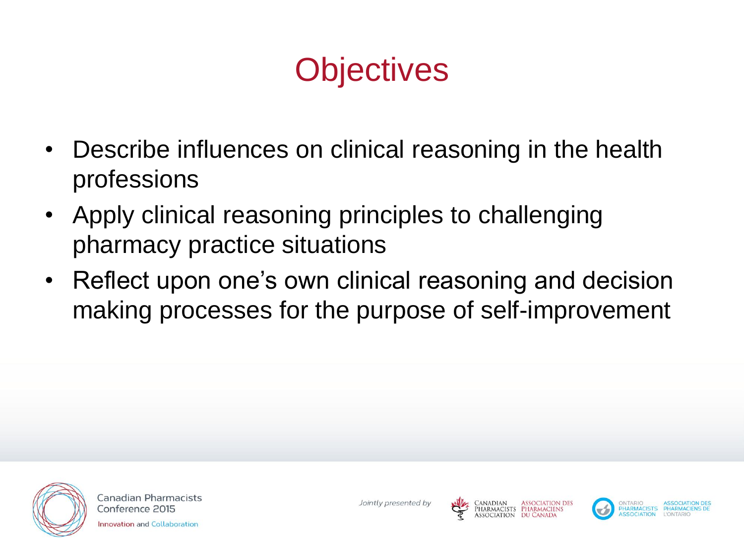# Objectives

- Describe influences on clinical reasoning in the health professions
- Apply clinical reasoning principles to challenging pharmacy practice situations
- Reflect upon one's own clinical reasoning and decision making processes for the purpose of self-improvement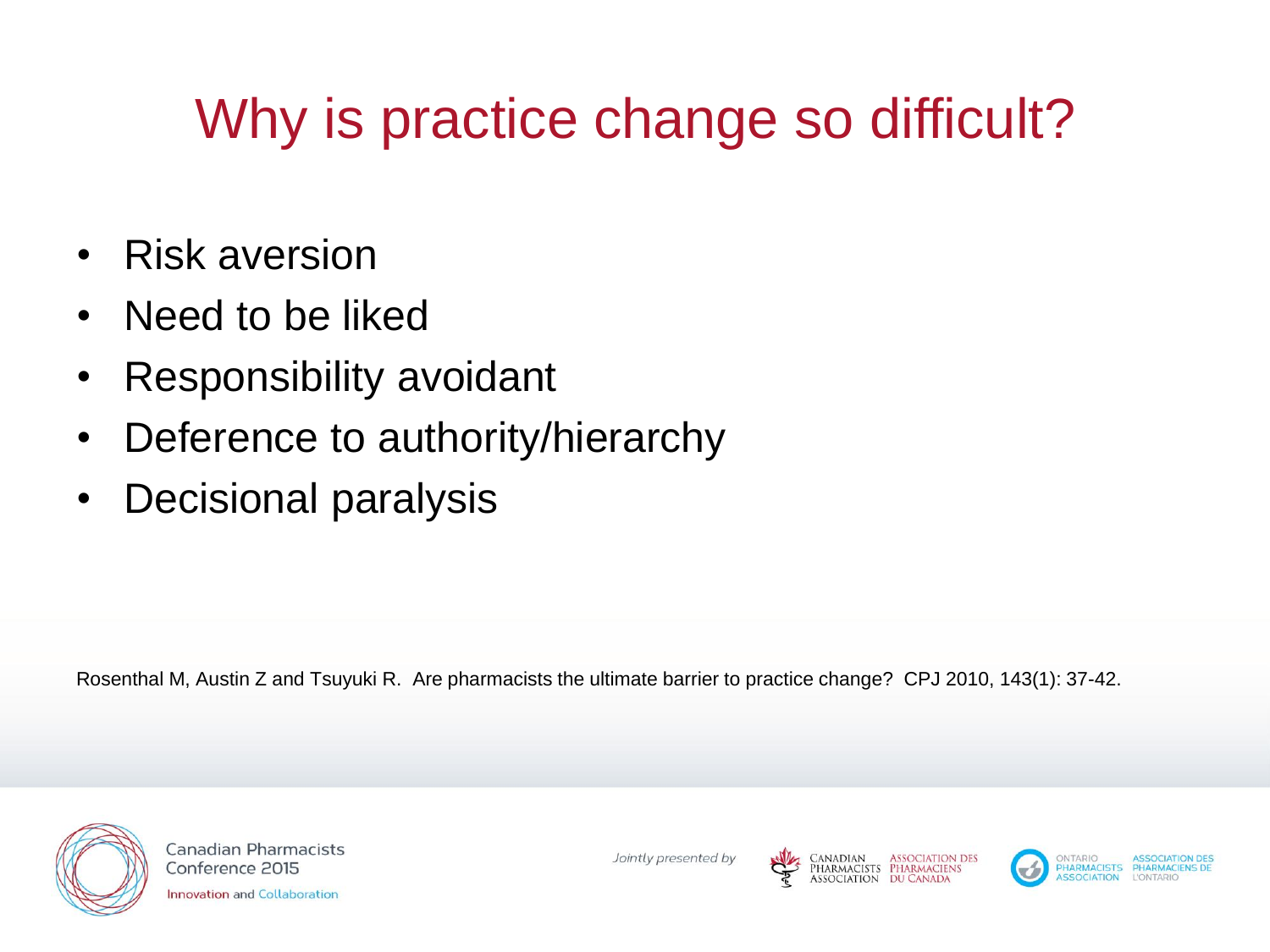# Why is practice change so difficult?

- Risk aversion
- Need to be liked
- Responsibility avoidant
- Deference to authority/hierarchy
- Decisional paralysis

Rosenthal M, Austin Z and Tsuyuki R. Are pharmacists the ultimate barrier to practice change? CPJ 2010, 143(1): 37-42.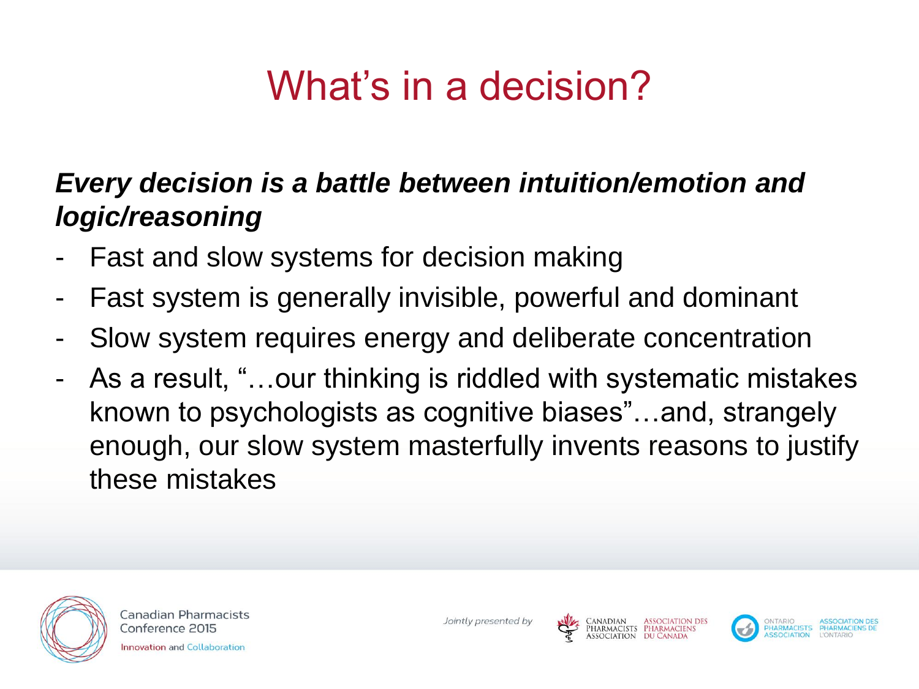# What's in a decision?

***Every decision is a battle between intuition/emotion and logic/reasoning***

- Fast and slow systems for decision making
- Fast system is generally invisible, powerful and dominant
- Slow system requires energy and deliberate concentration
- As a result, "…our thinking is riddled with systematic mistakes known to psychologists as cognitive biases"…and, strangely enough, our slow system masterfully invents reasons to justify these mistakes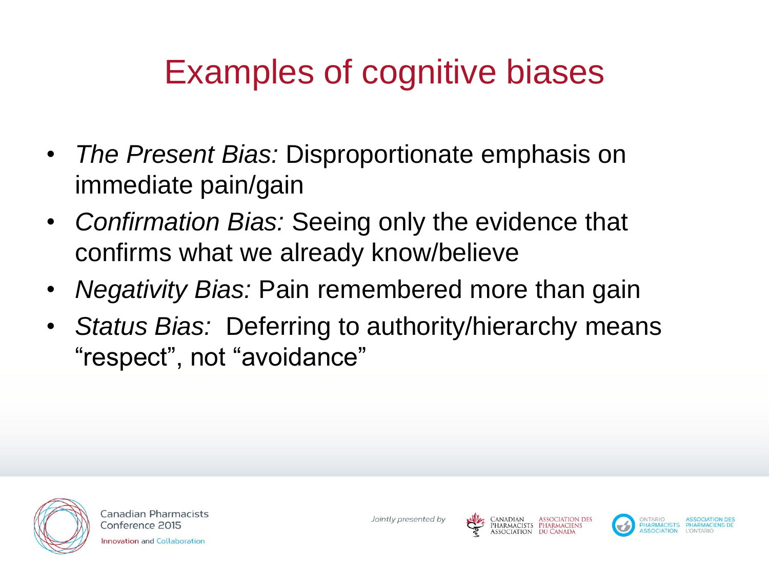# Examples of cognitive biases

- *The Present Bias:* Disproportionate emphasis on immediate pain/gain
- *Confirmation Bias:* Seeing only the evidence that confirms what we already know/believe
- *Negativity Bias:* Pain remembered more than gain
- *Status Bias:* Deferring to authority/hierarchy means "respect", not "avoidance"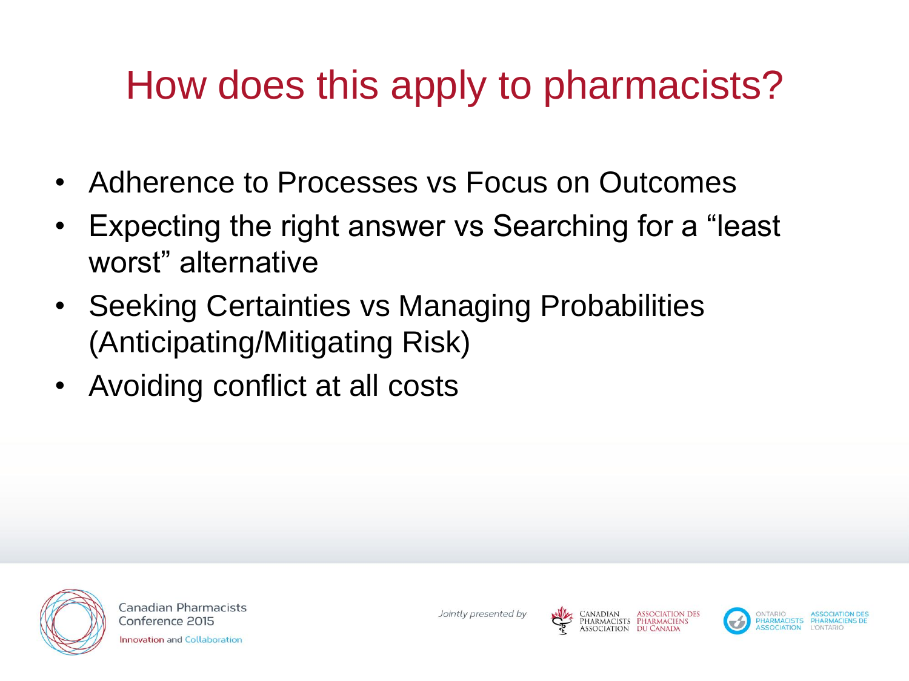# How does this apply to pharmacists?

- Adherence to Processes vs Focus on Outcomes
- Expecting the right answer vs Searching for a "least worst" alternative
- Seeking Certainties vs Managing Probabilities (Anticipating/Mitigating Risk)
- Avoiding conflict at all costs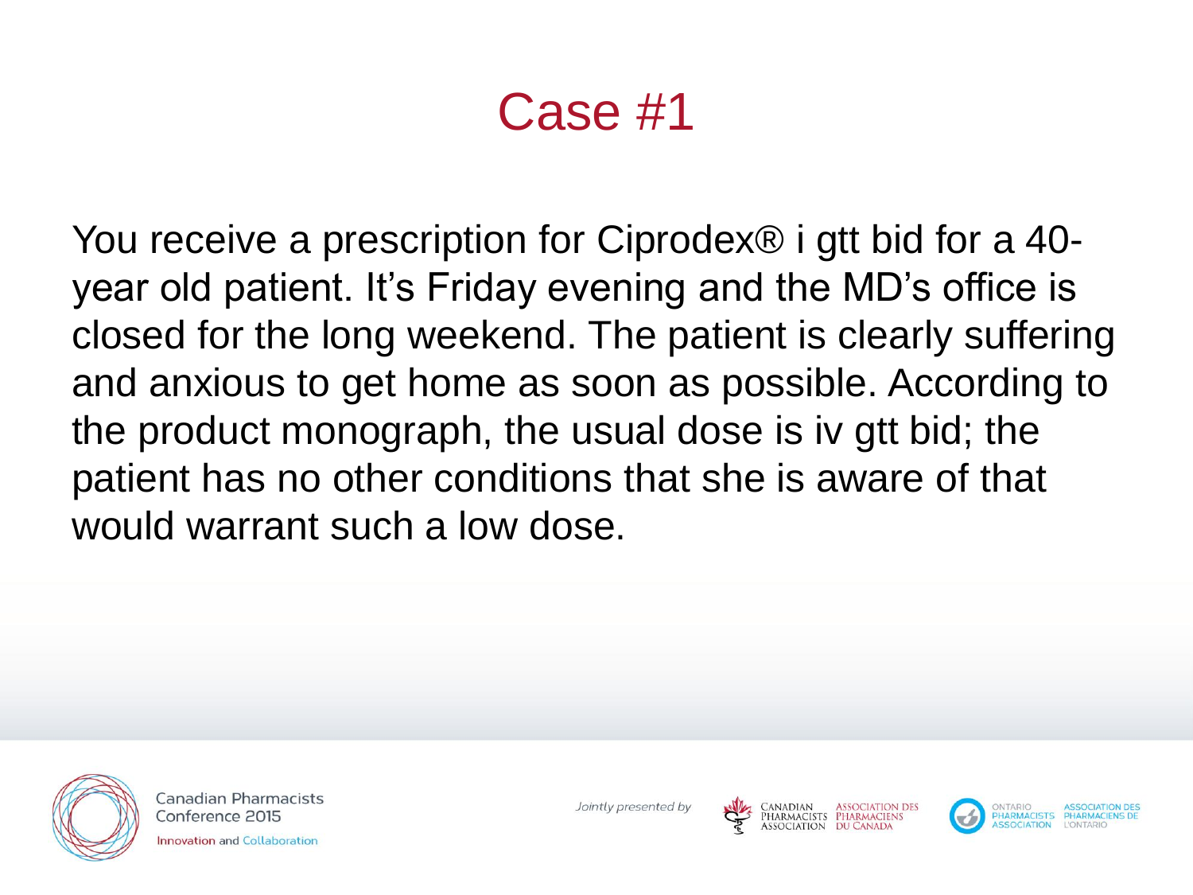# Case #1

You receive a prescription for Ciprodex® i gtt bid for a 40-year old patient. It's Friday evening and the MD's office is closed for the long weekend. The patient is clearly suffering and anxious to get home as soon as possible. According to the product monograph, the usual dose is iv gtt bid; the patient has no other conditions that she is aware of that would warrant such a low dose.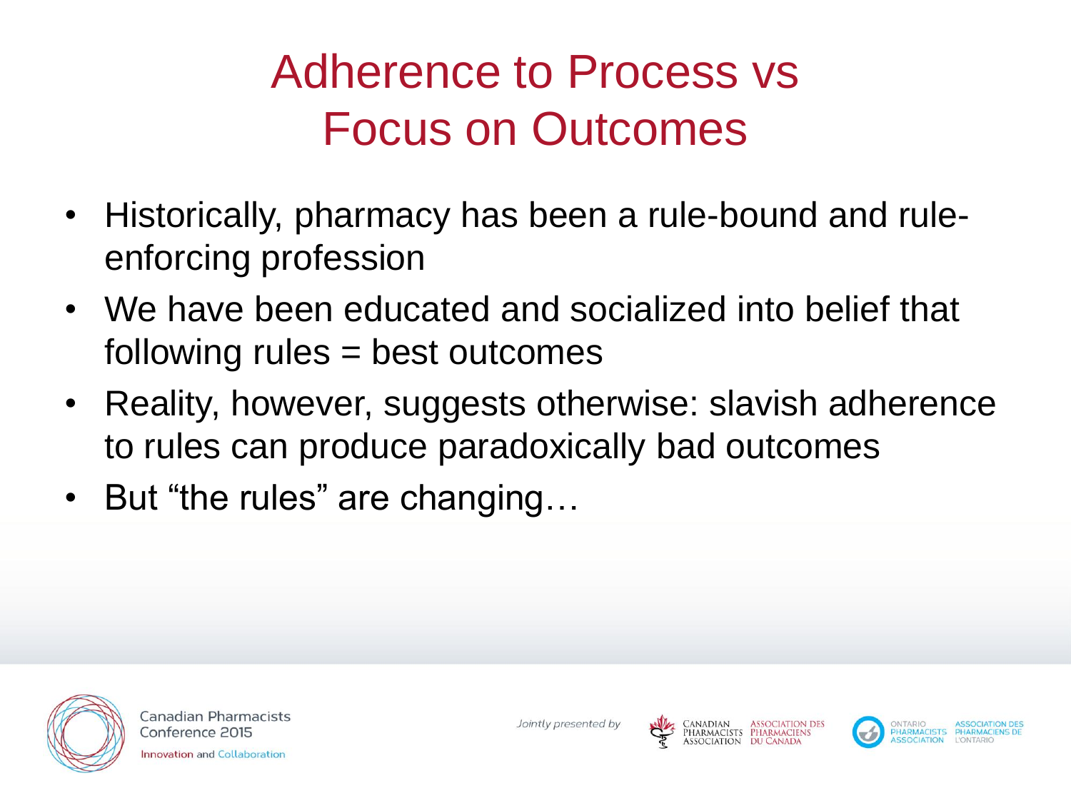# Adherence to Process vs Focus on Outcomes

- Historically, pharmacy has been a rule-bound and rule-enforcing profession
- We have been educated and socialized into belief that following rules = best outcomes
- Reality, however, suggests otherwise: slavish adherence to rules can produce paradoxically bad outcomes
- But "the rules" are changing…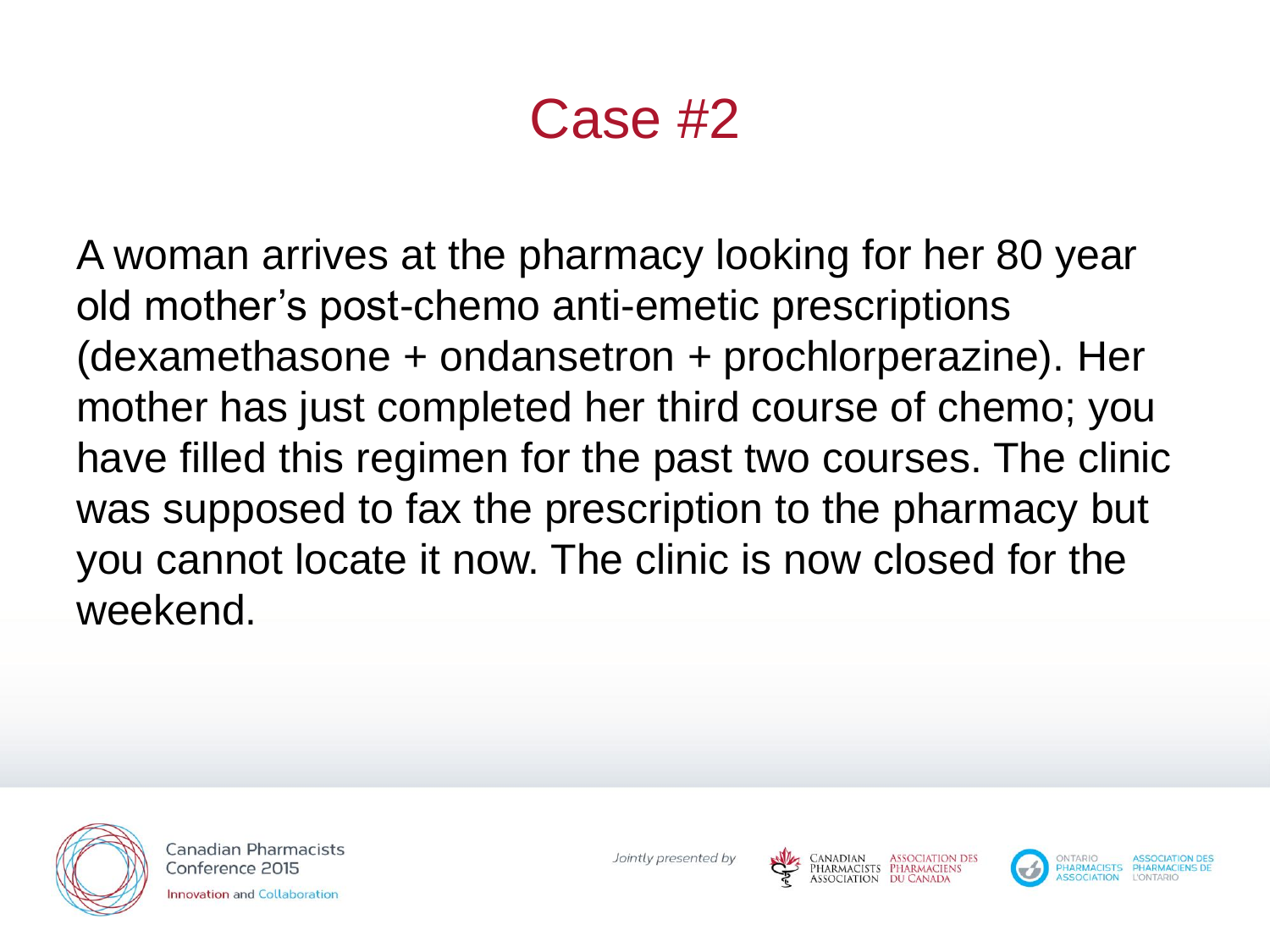# Case #2

A woman arrives at the pharmacy looking for her 80 year old mother's post-chemo anti-emetic prescriptions (dexamethasone + ondansetron + prochlorperazine). Her mother has just completed her third course of chemo; you have filled this regimen for the past two courses. The clinic was supposed to fax the prescription to the pharmacy but you cannot locate it now. The clinic is now closed for the weekend.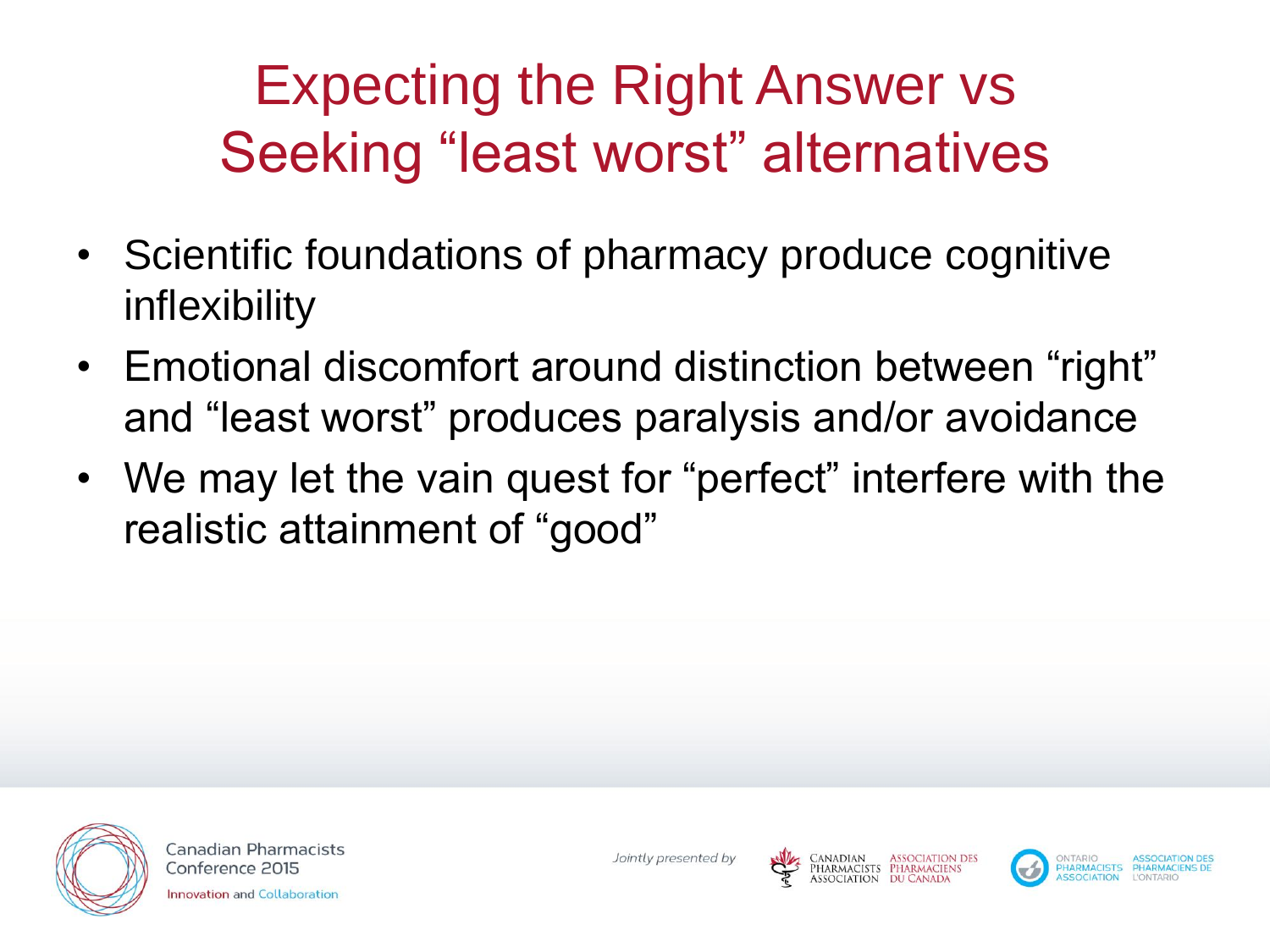# Expecting the Right Answer vs Seeking "least worst" alternatives

- Scientific foundations of pharmacy produce cognitive inflexibility
- Emotional discomfort around distinction between "right" and "least worst" produces paralysis and/or avoidance
- We may let the vain quest for "perfect" interfere with the realistic attainment of "good"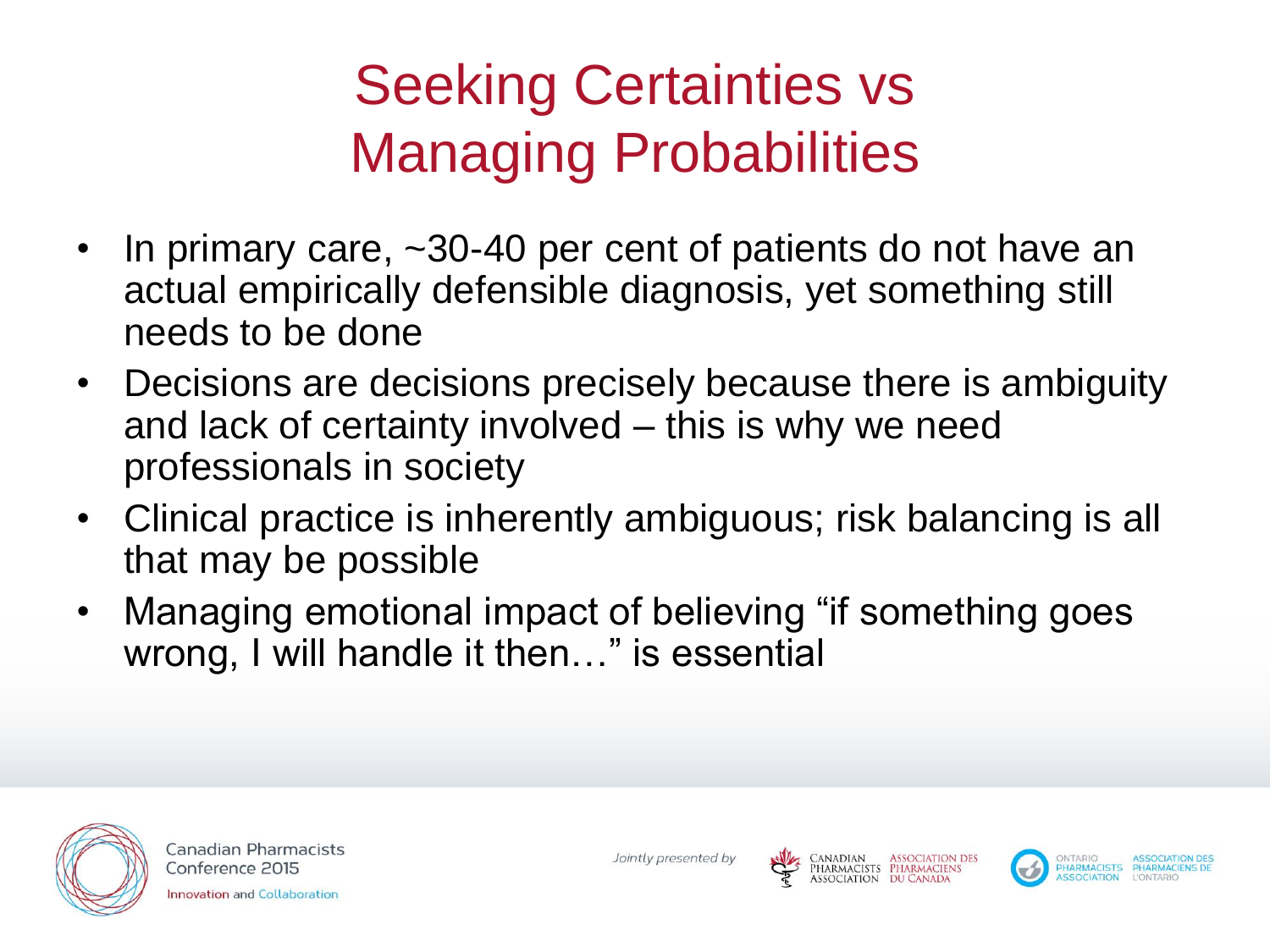# Seeking Certainties vs Managing Probabilities

- In primary care, ~30-40 per cent of patients do not have an actual empirically defensible diagnosis, yet something still needs to be done
- Decisions are decisions precisely because there is ambiguity and lack of certainty involved – this is why we need professionals in society
- Clinical practice is inherently ambiguous; risk balancing is all that may be possible
- Managing emotional impact of believing "if something goes wrong, I will handle it then…" is essential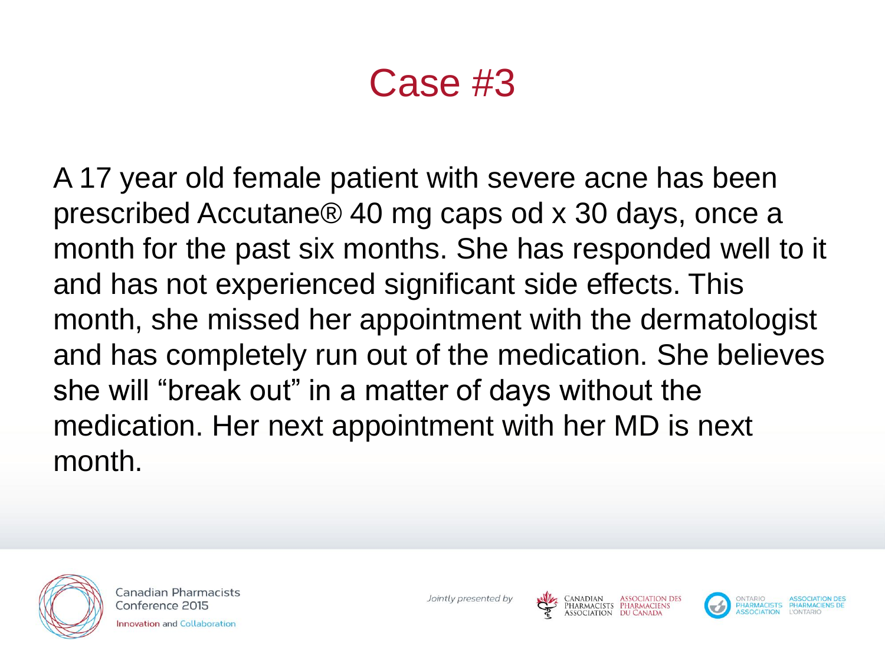# Case #3

A 17 year old female patient with severe acne has been prescribed Accutane® 40 mg caps od x 30 days, once a month for the past six months. She has responded well to it and has not experienced significant side effects. This month, she missed her appointment with the dermatologist and has completely run out of the medication. She believes she will “break out” in a matter of days without the medication. Her next appointment with her MD is next month.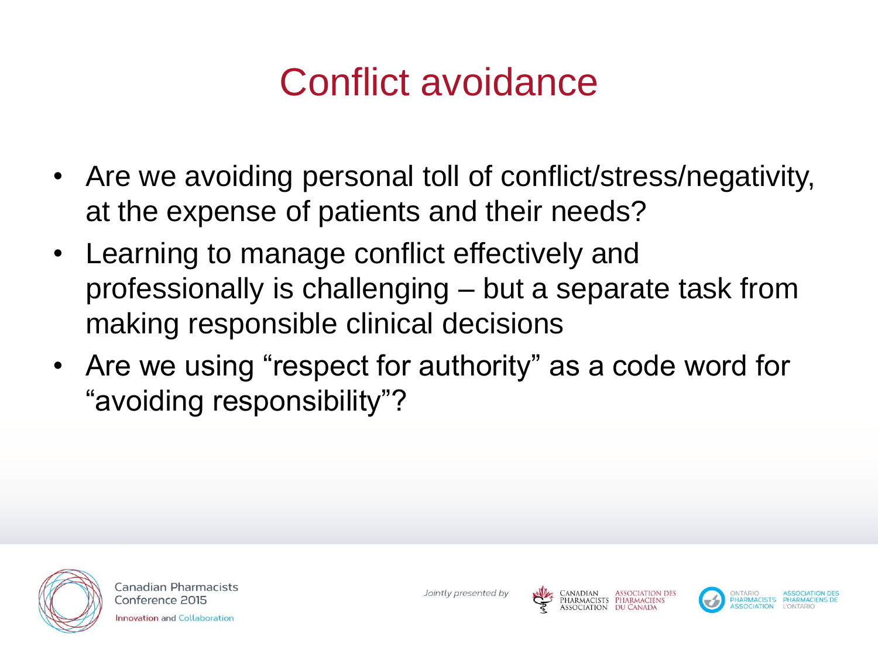# Conflict avoidance

- Are we avoiding personal toll of conflict/stress/negativity, at the expense of patients and their needs?
- Learning to manage conflict effectively and professionally is challenging – but a separate task from making responsible clinical decisions
- Are we using “respect for authority” as a code word for “avoiding responsibility”?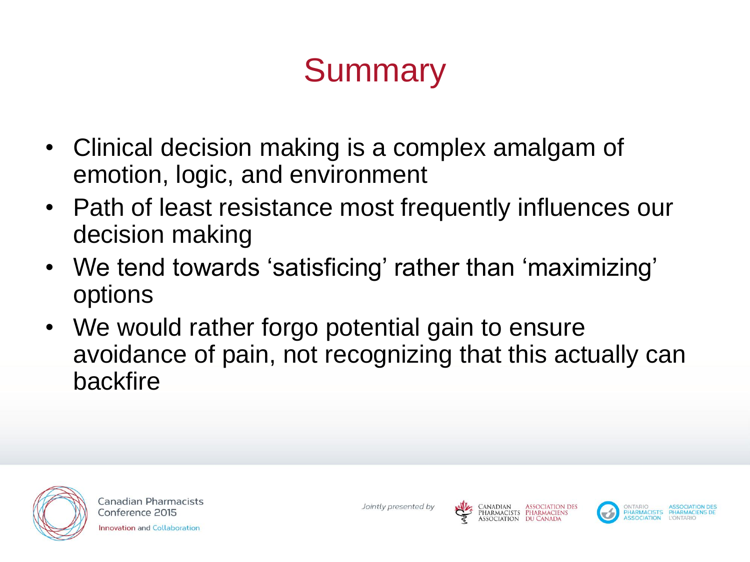# Summary

- Clinical decision making is a complex amalgam of emotion, logic, and environment
- Path of least resistance most frequently influences our decision making
- We tend towards ‘satisficing’ rather than ‘maximizing’ options
- We would rather forgo potential gain to ensure avoidance of pain, not recognizing that this actually can backfire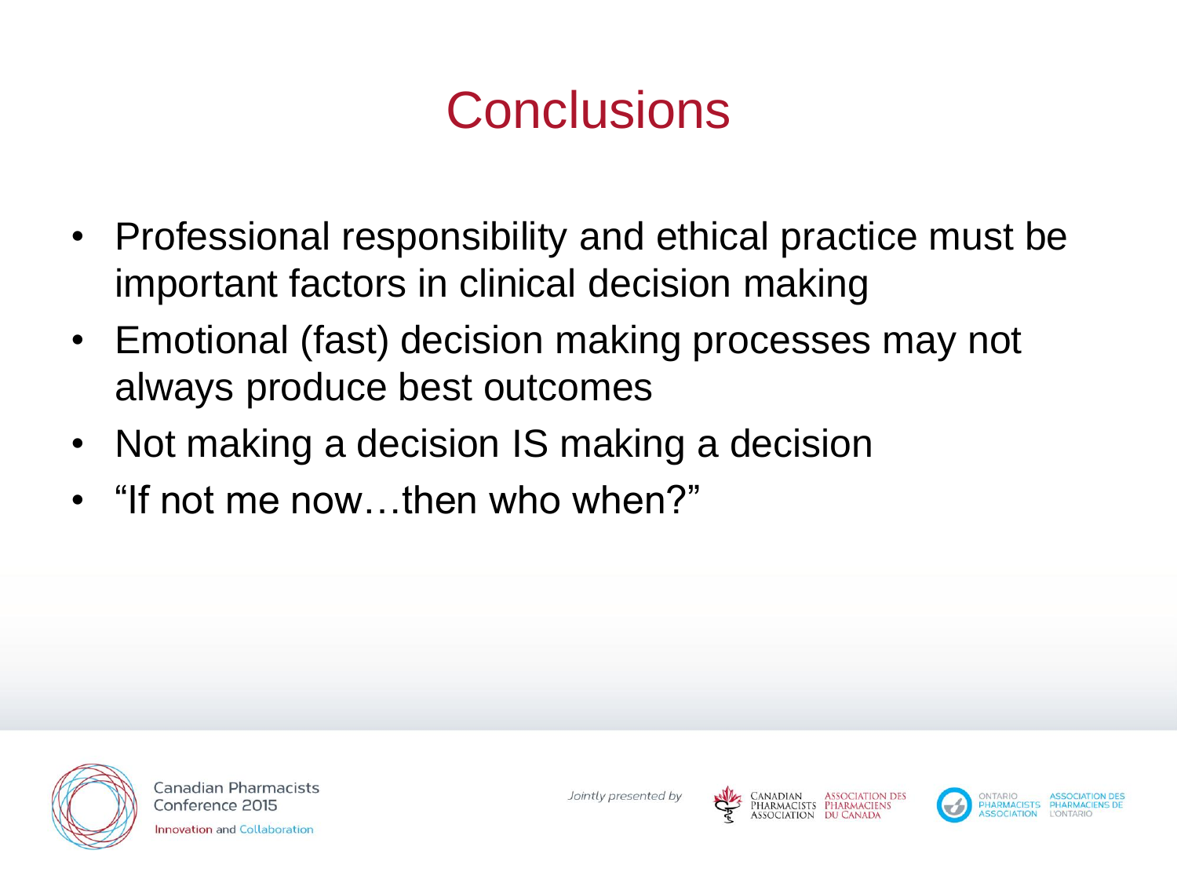# Conclusions

- Professional responsibility and ethical practice must be important factors in clinical decision making
- Emotional (fast) decision making processes may not always produce best outcomes
- Not making a decision IS making a decision
- "If not me now…then who when?"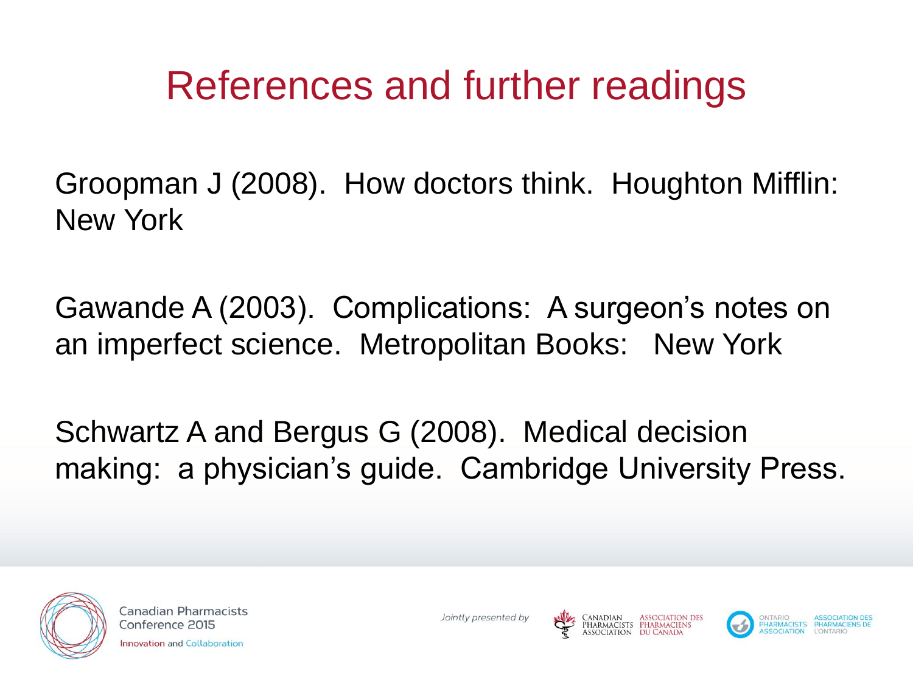# References and further readings

Groopman J (2008). How doctors think. Houghton Mifflin: New York

Gawande A (2003). Complications: A surgeon's notes on an imperfect science. Metropolitan Books: New York

Schwartz A and Bergus G (2008). Medical decision making: a physician's guide. Cambridge University Press.